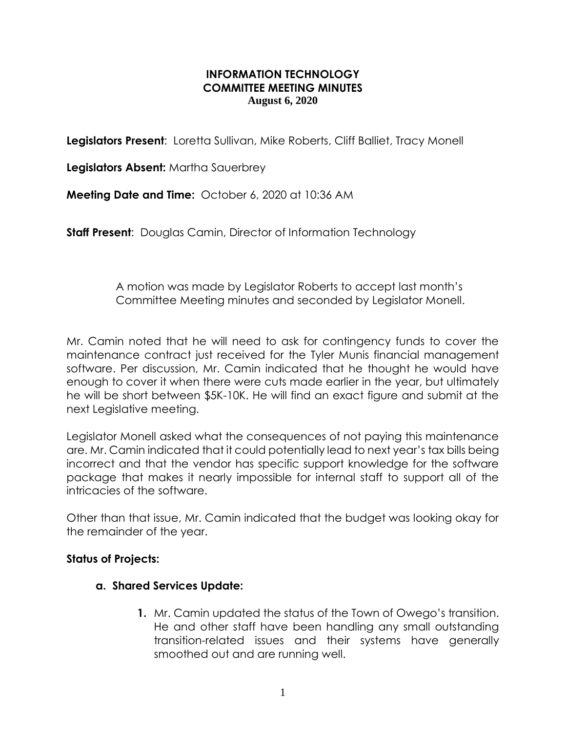# INFORMATION TECHNOLOGY COMMITTEE MEETING MINUTES
**August 6, 2020**

**Legislators Present**: Loretta Sullivan, Mike Roberts, Cliff Balliet, Tracy Monell

**Legislators Absent:** Martha Sauerbrey

**Meeting Date and Time:** October 6, 2020 at 10:36 AM

**Staff Present**: Douglas Camin, Director of Information Technology

> A motion was made by Legislator Roberts to accept last month's Committee Meeting minutes and seconded by Legislator Monell.

Mr. Camin noted that he will need to ask for contingency funds to cover the maintenance contract just received for the Tyler Munis financial management software. Per discussion, Mr. Camin indicated that he thought he would have enough to cover it when there were cuts made earlier in the year, but ultimately he will be short between $5K-10K. He will find an exact figure and submit at the next Legislative meeting.

Legislator Monell asked what the consequences of not paying this maintenance are. Mr. Camin indicated that it could potentially lead to next year's tax bills being incorrect and that the vendor has specific support knowledge for the software package that makes it nearly impossible for internal staff to support all of the intricacies of the software.

Other than that issue, Mr. Camin indicated that the budget was looking okay for the remainder of the year.

**Status of Projects:**

**a. Shared Services Update:**

1. Mr. Camin updated the status of the Town of Owego's transition. He and other staff have been handling any small outstanding transition-related issues and their systems have generally smoothed out and are running well.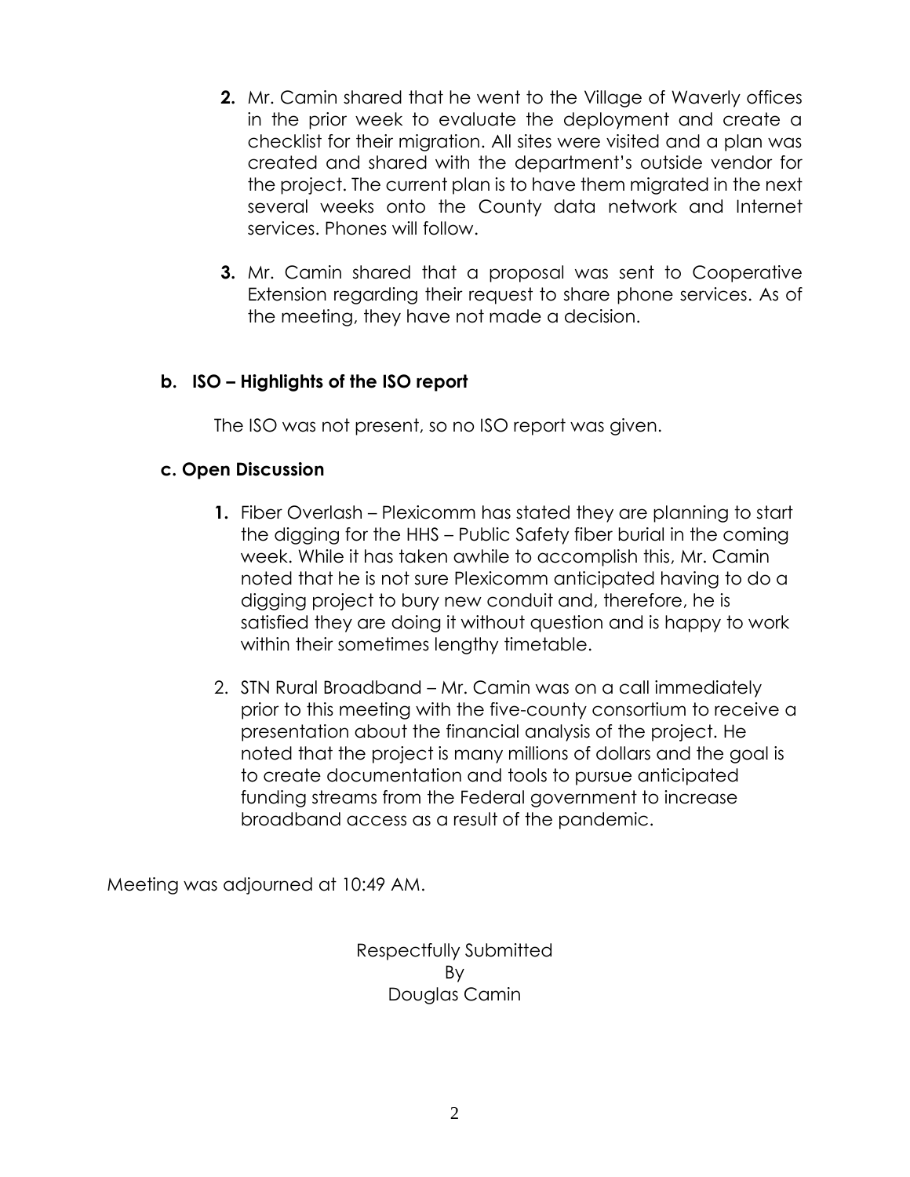2. Mr. Camin shared that he went to the Village of Waverly offices in the prior week to evaluate the deployment and create a checklist for their migration. All sites were visited and a plan was created and shared with the department's outside vendor for the project. The current plan is to have them migrated in the next several weeks onto the County data network and Internet services. Phones will follow.

3. Mr. Camin shared that a proposal was sent to Cooperative Extension regarding their request to share phone services. As of the meeting, they have not made a decision.

**b. ISO – Highlights of the ISO report**

The ISO was not present, so no ISO report was given.

**c. Open Discussion**

1. Fiber Overlash – Plexicomm has stated they are planning to start the digging for the HHS – Public Safety fiber burial in the coming week. While it has taken awhile to accomplish this, Mr. Camin noted that he is not sure Plexicomm anticipated having to do a digging project to bury new conduit and, therefore, he is satisfied they are doing it without question and is happy to work within their sometimes lengthy timetable.

2. STN Rural Broadband – Mr. Camin was on a call immediately prior to this meeting with the five-county consortium to receive a presentation about the financial analysis of the project. He noted that the project is many millions of dollars and the goal is to create documentation and tools to pursue anticipated funding streams from the Federal government to increase broadband access as a result of the pandemic.

Meeting was adjourned at 10:49 AM.

Respectfully Submitted
By
Douglas Camin